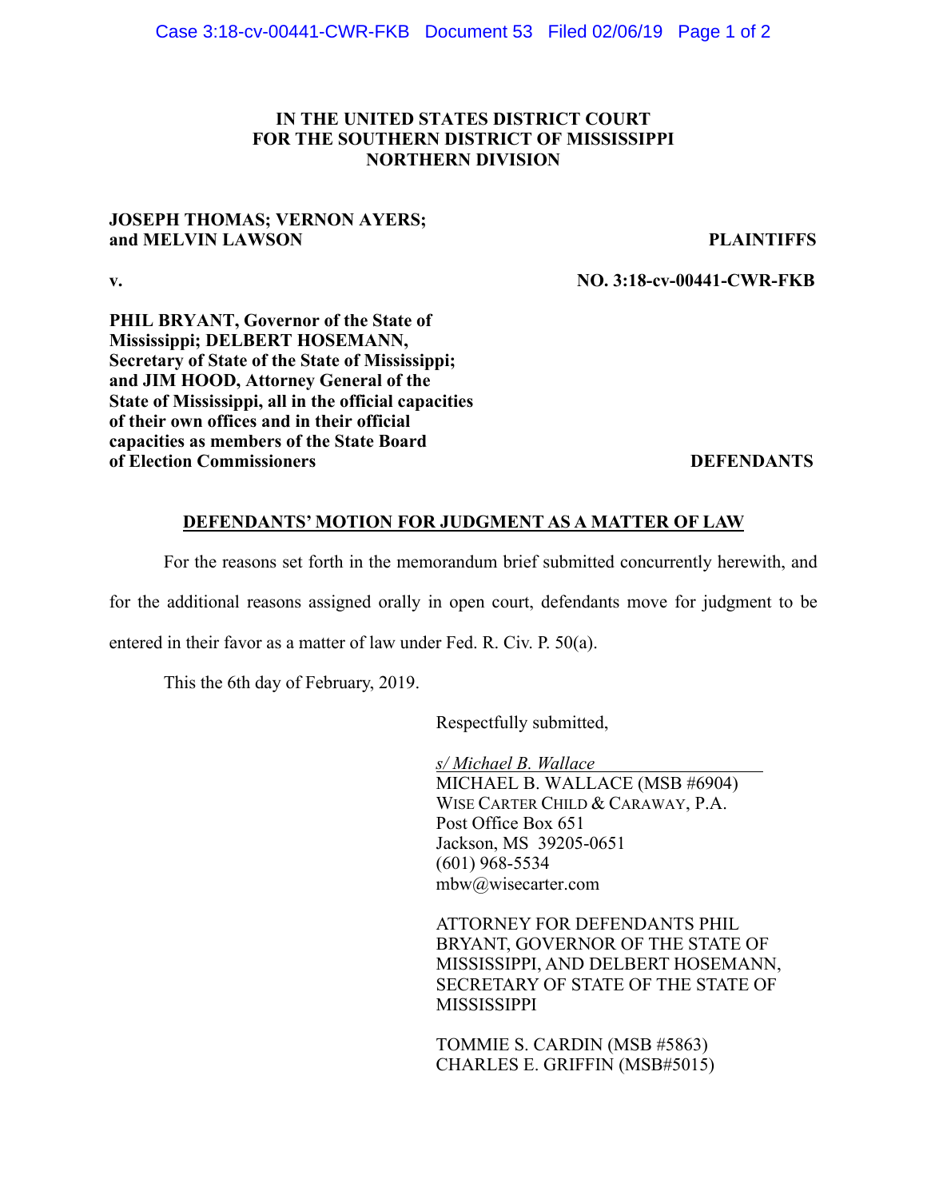**IN THE UNITED STATES DISTRICT COURT**
**FOR THE SOUTHERN DISTRICT OF MISSISSIPPI**
**NORTHERN DIVISION**

**JOSEPH THOMAS; VERNON AYERS; and MELVIN LAWSON** — **PLAINTIFFS**

**v.** — **NO. 3:18-cv-00441-CWR-FKB**

**PHIL BRYANT, Governor of the State of Mississippi; DELBERT HOSEMANN, Secretary of State of the State of Mississippi; and JIM HOOD, Attorney General of the State of Mississippi, all in the official capacities of their own offices and in their official capacities as members of the State Board of Election Commissioners** — **DEFENDANTS**

**DEFENDANTS' MOTION FOR JUDGMENT AS A MATTER OF LAW**

For the reasons set forth in the memorandum brief submitted concurrently herewith, and for the additional reasons assigned orally in open court, defendants move for judgment to be entered in their favor as a matter of law under Fed. R. Civ. P. 50(a).

This the 6th day of February, 2019.

Respectfully submitted,

*s/ Michael B. Wallace*
MICHAEL B. WALLACE (MSB #6904)
WISE CARTER CHILD & CARAWAY, P.A.
Post Office Box 651
Jackson, MS 39205-0651
(601) 968-5534
mbw@wisecarter.com

ATTORNEY FOR DEFENDANTS PHIL BRYANT, GOVERNOR OF THE STATE OF MISSISSIPPI, AND DELBERT HOSEMANN, SECRETARY OF STATE OF THE STATE OF MISSISSIPPI

TOMMIE S. CARDIN (MSB #5863)
CHARLES E. GRIFFIN (MSB#5015)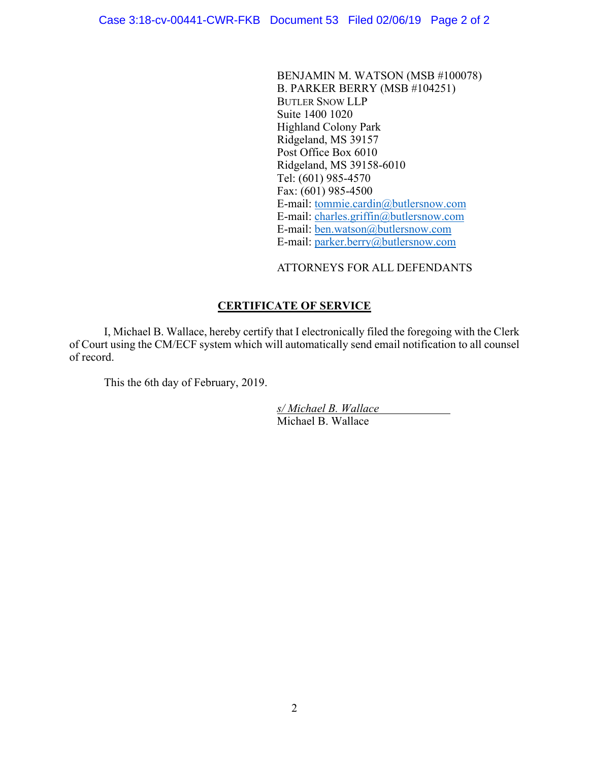BENJAMIN M. WATSON (MSB #100078)
B. PARKER BERRY (MSB #104251)
BUTLER SNOW LLP
Suite 1400 1020
Highland Colony Park
Ridgeland, MS 39157
Post Office Box 6010
Ridgeland, MS 39158-6010
Tel: (601) 985-4570
Fax: (601) 985-4500
E-mail: tommie.cardin@butlersnow.com
E-mail: charles.griffin@butlersnow.com
E-mail: ben.watson@butlersnow.com
E-mail: parker.berry@butlersnow.com

ATTORNEYS FOR ALL DEFENDANTS

## CERTIFICATE OF SERVICE

I, Michael B. Wallace, hereby certify that I electronically filed the foregoing with the Clerk of Court using the CM/ECF system which will automatically send email notification to all counsel of record.

This the 6th day of February, 2019.

*s/ Michael B. Wallace*
Michael B. Wallace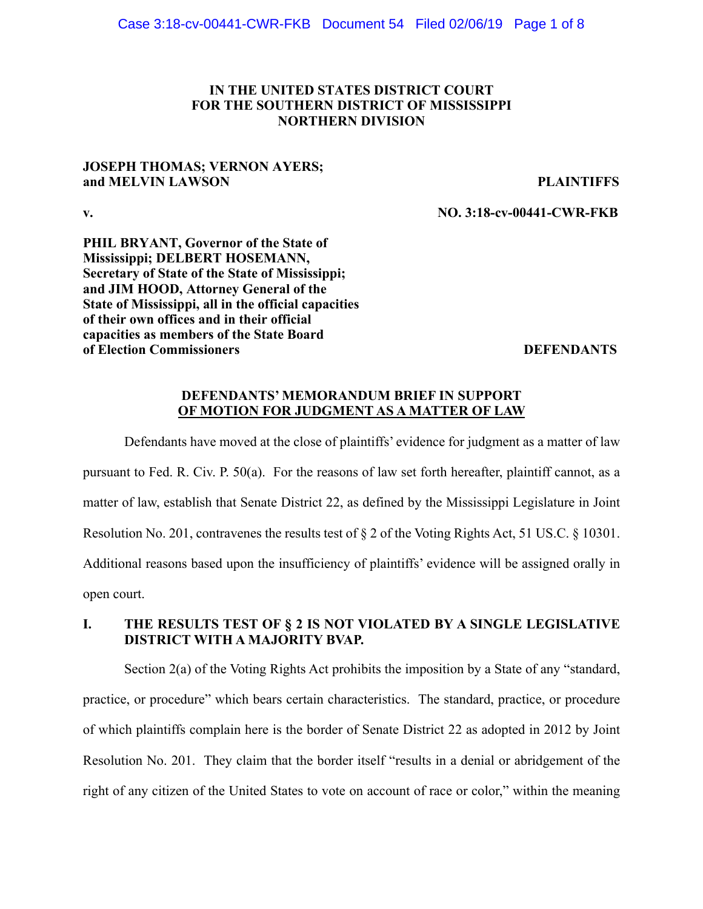**IN THE UNITED STATES DISTRICT COURT**
**FOR THE SOUTHERN DISTRICT OF MISSISSIPPI**
**NORTHERN DIVISION**

**JOSEPH THOMAS; VERNON AYERS;**
**and MELVIN LAWSON** — **PLAINTIFFS**

**v.** — **NO. 3:18-cv-00441-CWR-FKB**

**PHIL BRYANT, Governor of the State of Mississippi; DELBERT HOSEMANN, Secretary of State of the State of Mississippi; and JIM HOOD, Attorney General of the State of Mississippi, all in the official capacities of their own offices and in their official capacities as members of the State Board of Election Commissioners** — **DEFENDANTS**

## DEFENDANTS' MEMORANDUM BRIEF IN SUPPORT OF MOTION FOR JUDGMENT AS A MATTER OF LAW

Defendants have moved at the close of plaintiffs' evidence for judgment as a matter of law pursuant to Fed. R. Civ. P. 50(a). For the reasons of law set forth hereafter, plaintiff cannot, as a matter of law, establish that Senate District 22, as defined by the Mississippi Legislature in Joint Resolution No. 201, contravenes the results test of § 2 of the Voting Rights Act, 51 US.C. § 10301. Additional reasons based upon the insufficiency of plaintiffs' evidence will be assigned orally in open court.

### I. THE RESULTS TEST OF § 2 IS NOT VIOLATED BY A SINGLE LEGISLATIVE DISTRICT WITH A MAJORITY BVAP.

Section 2(a) of the Voting Rights Act prohibits the imposition by a State of any "standard, practice, or procedure" which bears certain characteristics. The standard, practice, or procedure of which plaintiffs complain here is the border of Senate District 22 as adopted in 2012 by Joint Resolution No. 201. They claim that the border itself "results in a denial or abridgement of the right of any citizen of the United States to vote on account of race or color," within the meaning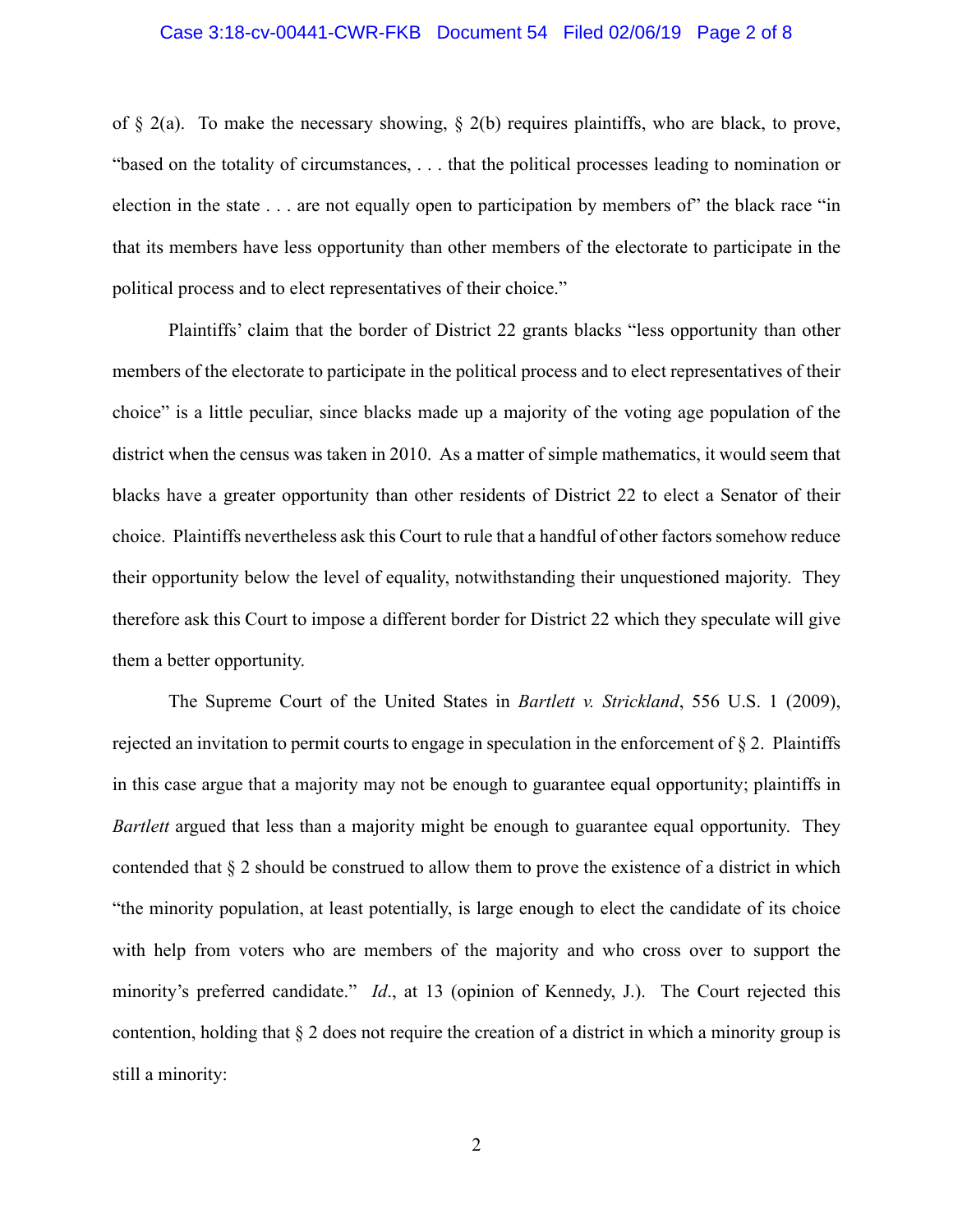of § 2(a). To make the necessary showing, § 2(b) requires plaintiffs, who are black, to prove, "based on the totality of circumstances, . . . that the political processes leading to nomination or election in the state . . . are not equally open to participation by members of" the black race "in that its members have less opportunity than other members of the electorate to participate in the political process and to elect representatives of their choice."

Plaintiffs' claim that the border of District 22 grants blacks "less opportunity than other members of the electorate to participate in the political process and to elect representatives of their choice" is a little peculiar, since blacks made up a majority of the voting age population of the district when the census was taken in 2010. As a matter of simple mathematics, it would seem that blacks have a greater opportunity than other residents of District 22 to elect a Senator of their choice. Plaintiffs nevertheless ask this Court to rule that a handful of other factors somehow reduce their opportunity below the level of equality, notwithstanding their unquestioned majority. They therefore ask this Court to impose a different border for District 22 which they speculate will give them a better opportunity.

The Supreme Court of the United States in *Bartlett v. Strickland*, 556 U.S. 1 (2009), rejected an invitation to permit courts to engage in speculation in the enforcement of § 2. Plaintiffs in this case argue that a majority may not be enough to guarantee equal opportunity; plaintiffs in *Bartlett* argued that less than a majority might be enough to guarantee equal opportunity. They contended that § 2 should be construed to allow them to prove the existence of a district in which "the minority population, at least potentially, is large enough to elect the candidate of its choice with help from voters who are members of the majority and who cross over to support the minority's preferred candidate." *Id*., at 13 (opinion of Kennedy, J.). The Court rejected this contention, holding that § 2 does not require the creation of a district in which a minority group is still a minority: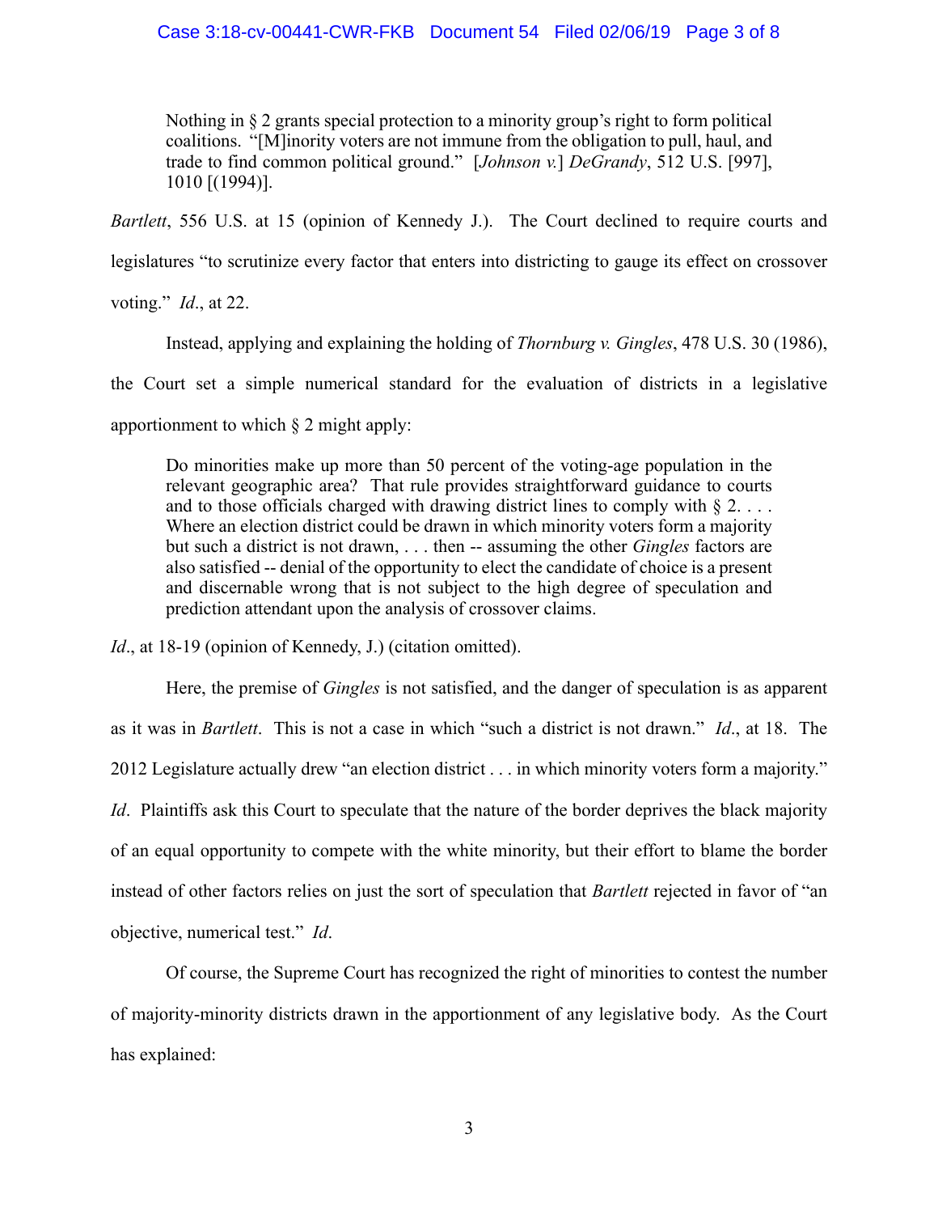> Nothing in § 2 grants special protection to a minority group's right to form political coalitions. "[M]inority voters are not immune from the obligation to pull, haul, and trade to find common political ground." [*Johnson v.*] *DeGrandy*, 512 U.S. [997], 1010 [(1994)].

*Bartlett*, 556 U.S. at 15 (opinion of Kennedy J.). The Court declined to require courts and legislatures "to scrutinize every factor that enters into districting to gauge its effect on crossover voting." *Id*., at 22.

Instead, applying and explaining the holding of *Thornburg v. Gingles*, 478 U.S. 30 (1986), the Court set a simple numerical standard for the evaluation of districts in a legislative apportionment to which § 2 might apply:

> Do minorities make up more than 50 percent of the voting-age population in the relevant geographic area? That rule provides straightforward guidance to courts and to those officials charged with drawing district lines to comply with § 2. . . . Where an election district could be drawn in which minority voters form a majority but such a district is not drawn, . . . then -- assuming the other *Gingles* factors are also satisfied -- denial of the opportunity to elect the candidate of choice is a present and discernable wrong that is not subject to the high degree of speculation and prediction attendant upon the analysis of crossover claims.

*Id*., at 18-19 (opinion of Kennedy, J.) (citation omitted).

Here, the premise of *Gingles* is not satisfied, and the danger of speculation is as apparent as it was in *Bartlett*. This is not a case in which "such a district is not drawn." *Id*., at 18. The 2012 Legislature actually drew "an election district . . . in which minority voters form a majority." *Id*. Plaintiffs ask this Court to speculate that the nature of the border deprives the black majority of an equal opportunity to compete with the white minority, but their effort to blame the border instead of other factors relies on just the sort of speculation that *Bartlett* rejected in favor of "an objective, numerical test." *Id*.

Of course, the Supreme Court has recognized the right of minorities to contest the number of majority-minority districts drawn in the apportionment of any legislative body. As the Court has explained: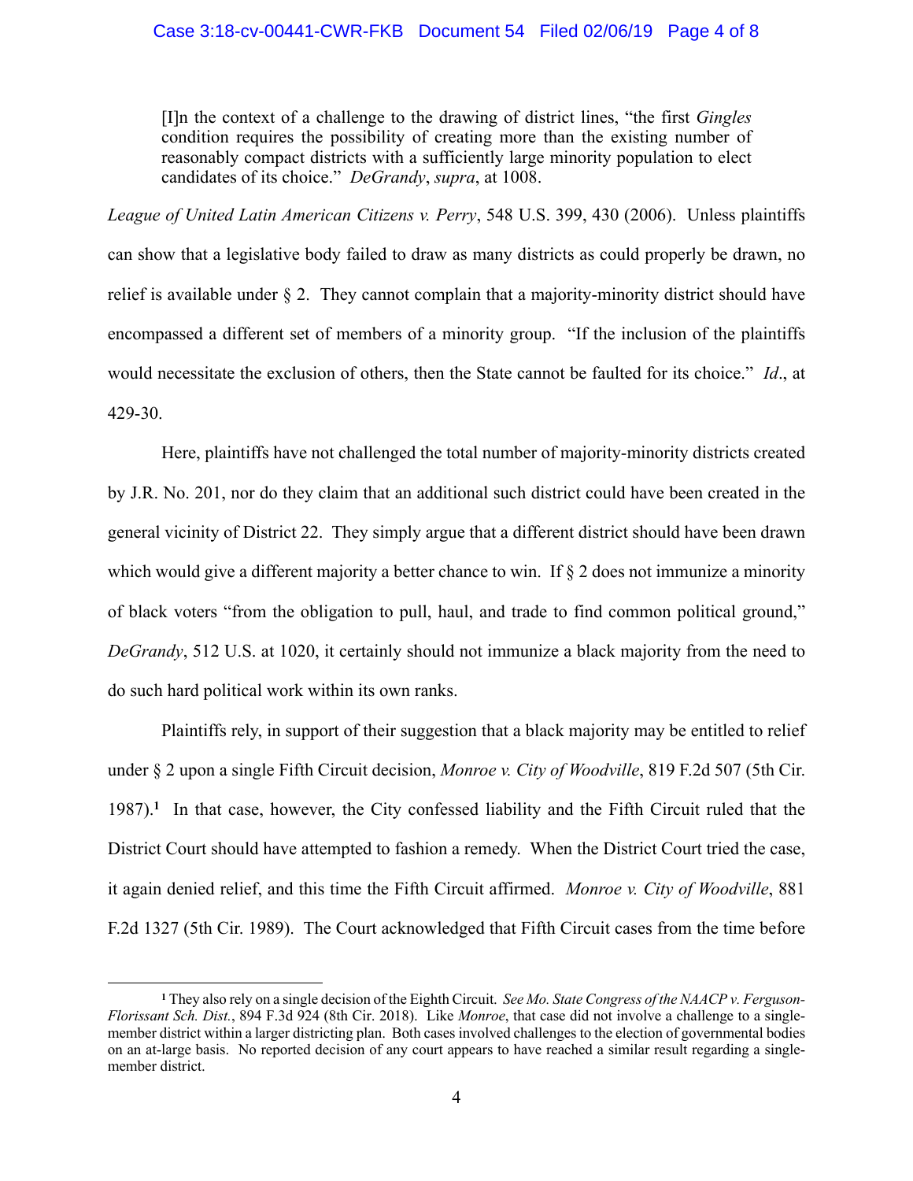> [I]n the context of a challenge to the drawing of district lines, "the first *Gingles* condition requires the possibility of creating more than the existing number of reasonably compact districts with a sufficiently large minority population to elect candidates of its choice." *DeGrandy*, *supra*, at 1008.

*League of United Latin American Citizens v. Perry*, 548 U.S. 399, 430 (2006). Unless plaintiffs can show that a legislative body failed to draw as many districts as could properly be drawn, no relief is available under § 2. They cannot complain that a majority-minority district should have encompassed a different set of members of a minority group. "If the inclusion of the plaintiffs would necessitate the exclusion of others, then the State cannot be faulted for its choice." *Id*., at 429-30.

Here, plaintiffs have not challenged the total number of majority-minority districts created by J.R. No. 201, nor do they claim that an additional such district could have been created in the general vicinity of District 22. They simply argue that a different district should have been drawn which would give a different majority a better chance to win. If § 2 does not immunize a minority of black voters "from the obligation to pull, haul, and trade to find common political ground," *DeGrandy*, 512 U.S. at 1020, it certainly should not immunize a black majority from the need to do such hard political work within its own ranks.

Plaintiffs rely, in support of their suggestion that a black majority may be entitled to relief under § 2 upon a single Fifth Circuit decision, *Monroe v. City of Woodville*, 819 F.2d 507 (5th Cir. 1987).[1] In that case, however, the City confessed liability and the Fifth Circuit ruled that the District Court should have attempted to fashion a remedy. When the District Court tried the case, it again denied relief, and this time the Fifth Circuit affirmed. *Monroe v. City of Woodville*, 881 F.2d 1327 (5th Cir. 1989). The Court acknowledged that Fifth Circuit cases from the time before

---

[1] They also rely on a single decision of the Eighth Circuit. *See Mo. State Congress of the NAACP v. Ferguson-Florissant Sch. Dist.*, 894 F.3d 924 (8th Cir. 2018). Like *Monroe*, that case did not involve a challenge to a single-member district within a larger districting plan. Both cases involved challenges to the election of governmental bodies on an at-large basis. No reported decision of any court appears to have reached a similar result regarding a single-member district.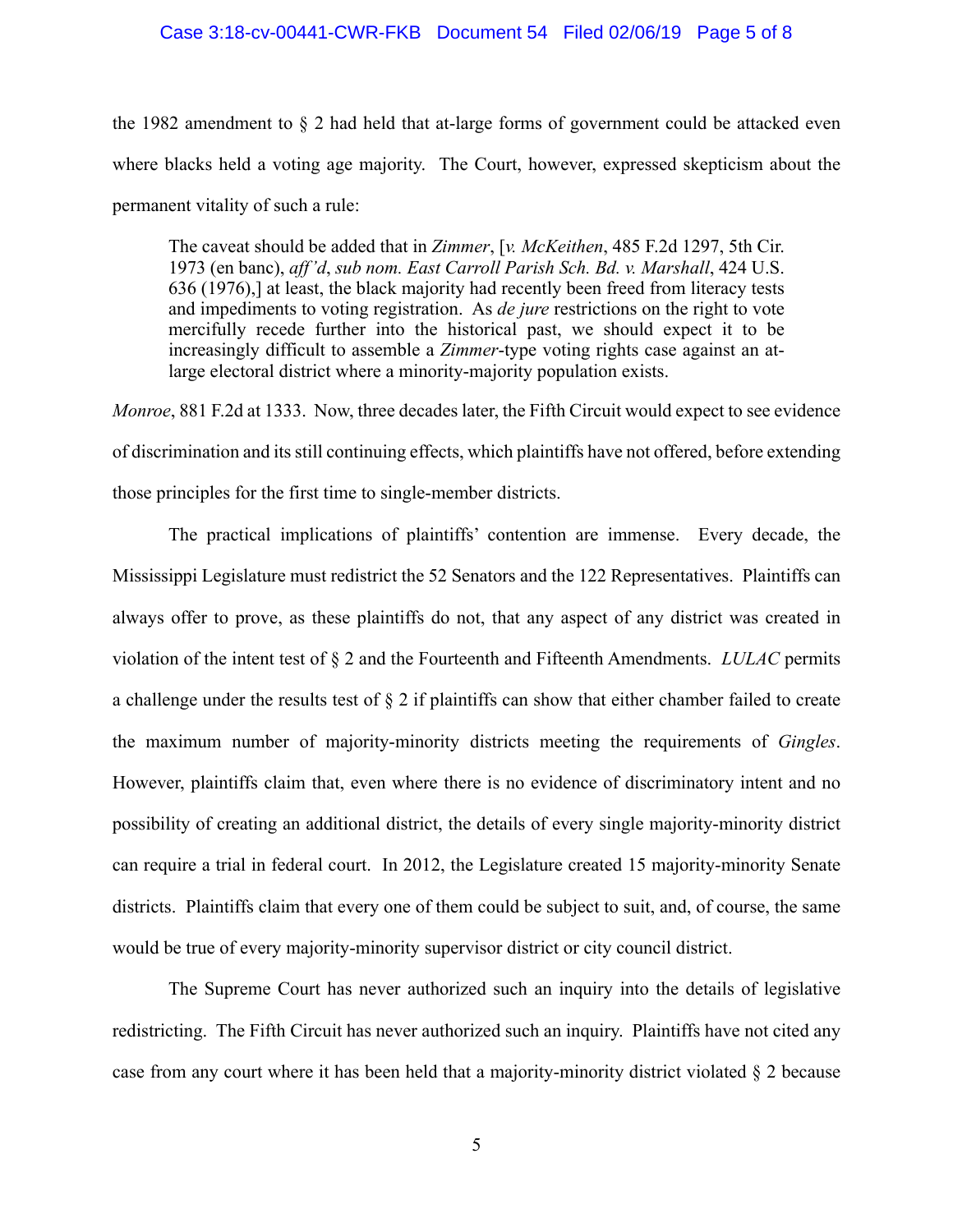the 1982 amendment to § 2 had held that at-large forms of government could be attacked even where blacks held a voting age majority. The Court, however, expressed skepticism about the permanent vitality of such a rule:

> The caveat should be added that in *Zimmer*, [*v. McKeithen*, 485 F.2d 1297, 5th Cir. 1973 (en banc), *aff'd*, *sub nom. East Carroll Parish Sch. Bd. v. Marshall*, 424 U.S. 636 (1976),] at least, the black majority had recently been freed from literacy tests and impediments to voting registration. As *de jure* restrictions on the right to vote mercifully recede further into the historical past, we should expect it to be increasingly difficult to assemble a *Zimmer*-type voting rights case against an at-large electoral district where a minority-majority population exists.

*Monroe*, 881 F.2d at 1333. Now, three decades later, the Fifth Circuit would expect to see evidence of discrimination and its still continuing effects, which plaintiffs have not offered, before extending those principles for the first time to single-member districts.

The practical implications of plaintiffs' contention are immense. Every decade, the Mississippi Legislature must redistrict the 52 Senators and the 122 Representatives. Plaintiffs can always offer to prove, as these plaintiffs do not, that any aspect of any district was created in violation of the intent test of § 2 and the Fourteenth and Fifteenth Amendments. *LULAC* permits a challenge under the results test of § 2 if plaintiffs can show that either chamber failed to create the maximum number of majority-minority districts meeting the requirements of *Gingles*. However, plaintiffs claim that, even where there is no evidence of discriminatory intent and no possibility of creating an additional district, the details of every single majority-minority district can require a trial in federal court. In 2012, the Legislature created 15 majority-minority Senate districts. Plaintiffs claim that every one of them could be subject to suit, and, of course, the same would be true of every majority-minority supervisor district or city council district.

The Supreme Court has never authorized such an inquiry into the details of legislative redistricting. The Fifth Circuit has never authorized such an inquiry. Plaintiffs have not cited any case from any court where it has been held that a majority-minority district violated § 2 because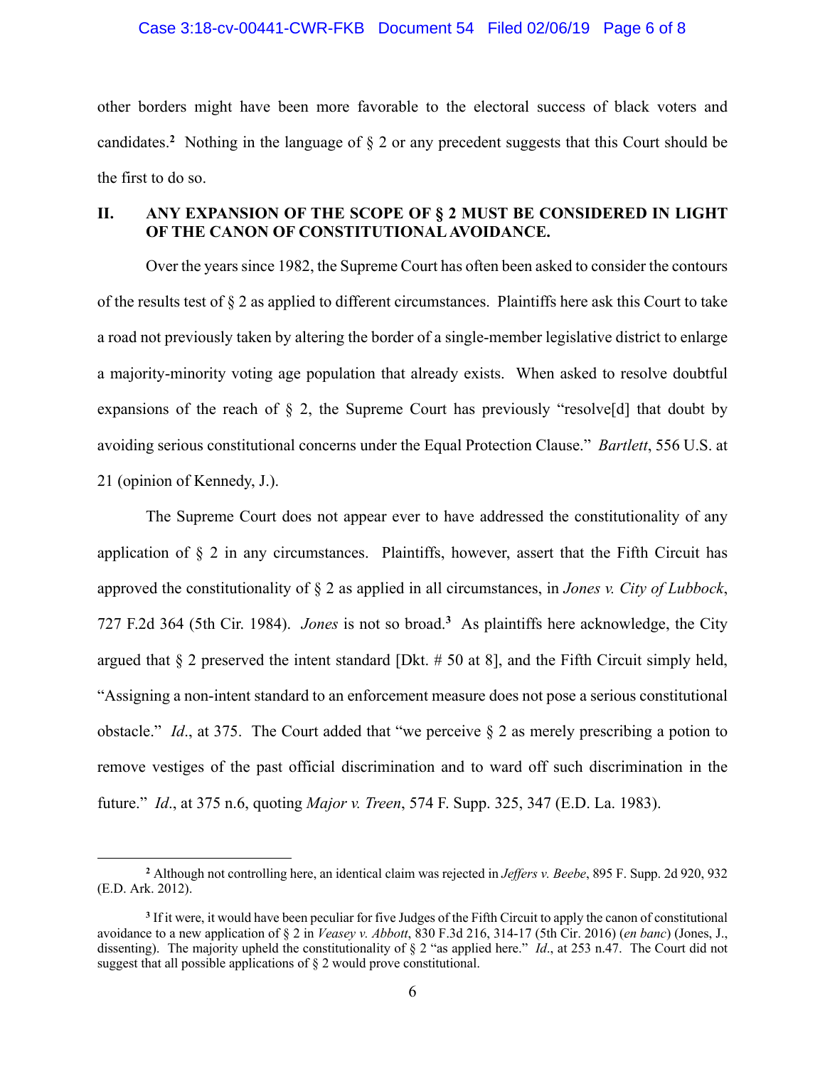other borders might have been more favorable to the electoral success of black voters and candidates.[2] Nothing in the language of § 2 or any precedent suggests that this Court should be the first to do so.

## II. ANY EXPANSION OF THE SCOPE OF § 2 MUST BE CONSIDERED IN LIGHT OF THE CANON OF CONSTITUTIONAL AVOIDANCE.

Over the years since 1982, the Supreme Court has often been asked to consider the contours of the results test of § 2 as applied to different circumstances. Plaintiffs here ask this Court to take a road not previously taken by altering the border of a single-member legislative district to enlarge a majority-minority voting age population that already exists. When asked to resolve doubtful expansions of the reach of § 2, the Supreme Court has previously "resolve[d] that doubt by avoiding serious constitutional concerns under the Equal Protection Clause." *Bartlett*, 556 U.S. at 21 (opinion of Kennedy, J.).

The Supreme Court does not appear ever to have addressed the constitutionality of any application of § 2 in any circumstances. Plaintiffs, however, assert that the Fifth Circuit has approved the constitutionality of § 2 as applied in all circumstances, in *Jones v. City of Lubbock*, 727 F.2d 364 (5th Cir. 1984). *Jones* is not so broad.[3] As plaintiffs here acknowledge, the City argued that § 2 preserved the intent standard [Dkt. # 50 at 8], and the Fifth Circuit simply held, "Assigning a non-intent standard to an enforcement measure does not pose a serious constitutional obstacle." *Id*., at 375. The Court added that "we perceive § 2 as merely prescribing a potion to remove vestiges of the past official discrimination and to ward off such discrimination in the future." *Id*., at 375 n.6, quoting *Major v. Treen*, 574 F. Supp. 325, 347 (E.D. La. 1983).

---

[2] Although not controlling here, an identical claim was rejected in *Jeffers v. Beebe*, 895 F. Supp. 2d 920, 932 (E.D. Ark. 2012).

[3] If it were, it would have been peculiar for five Judges of the Fifth Circuit to apply the canon of constitutional avoidance to a new application of § 2 in *Veasey v. Abbott*, 830 F.3d 216, 314-17 (5th Cir. 2016) (*en banc*) (Jones, J., dissenting). The majority upheld the constitutionality of § 2 "as applied here." *Id*., at 253 n.47. The Court did not suggest that all possible applications of § 2 would prove constitutional.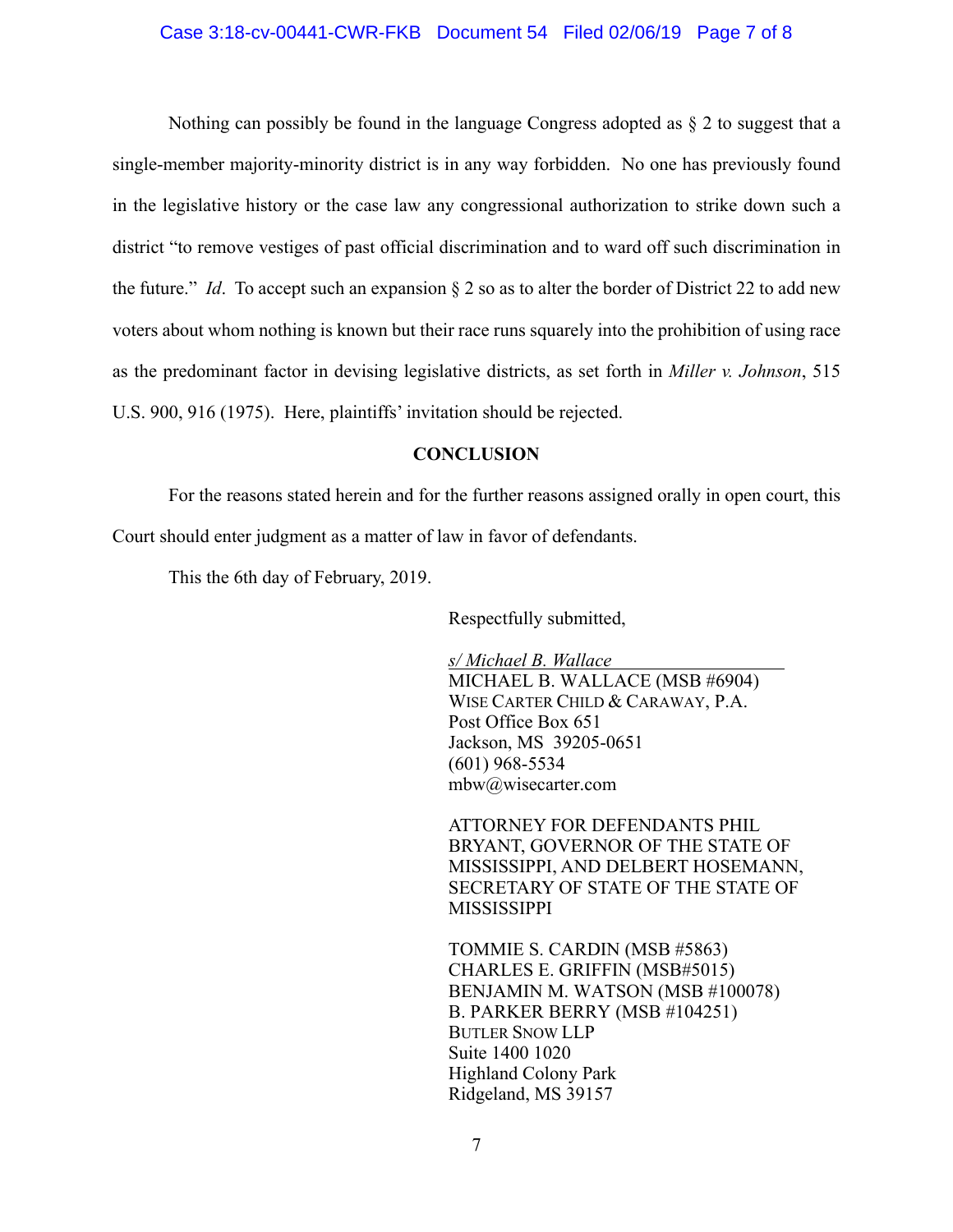Nothing can possibly be found in the language Congress adopted as § 2 to suggest that a single-member majority-minority district is in any way forbidden. No one has previously found in the legislative history or the case law any congressional authorization to strike down such a district "to remove vestiges of past official discrimination and to ward off such discrimination in the future." *Id*. To accept such an expansion § 2 so as to alter the border of District 22 to add new voters about whom nothing is known but their race runs squarely into the prohibition of using race as the predominant factor in devising legislative districts, as set forth in *Miller v. Johnson*, 515 U.S. 900, 916 (1975). Here, plaintiffs' invitation should be rejected.

**CONCLUSION**

For the reasons stated herein and for the further reasons assigned orally in open court, this Court should enter judgment as a matter of law in favor of defendants.

This the 6th day of February, 2019.

Respectfully submitted,

*s/ Michael B. Wallace*  
MICHAEL B. WALLACE (MSB #6904)  
WISE CARTER CHILD & CARAWAY, P.A.  
Post Office Box 651  
Jackson, MS 39205-0651  
(601) 968-5534  
mbw@wisecarter.com

ATTORNEY FOR DEFENDANTS PHIL BRYANT, GOVERNOR OF THE STATE OF MISSISSIPPI, AND DELBERT HOSEMANN, SECRETARY OF STATE OF THE STATE OF MISSISSIPPI

TOMMIE S. CARDIN (MSB #5863)  
CHARLES E. GRIFFIN (MSB#5015)  
BENJAMIN M. WATSON (MSB #100078)  
B. PARKER BERRY (MSB #104251)  
BUTLER SNOW LLP  
Suite 1400 1020  
Highland Colony Park  
Ridgeland, MS 39157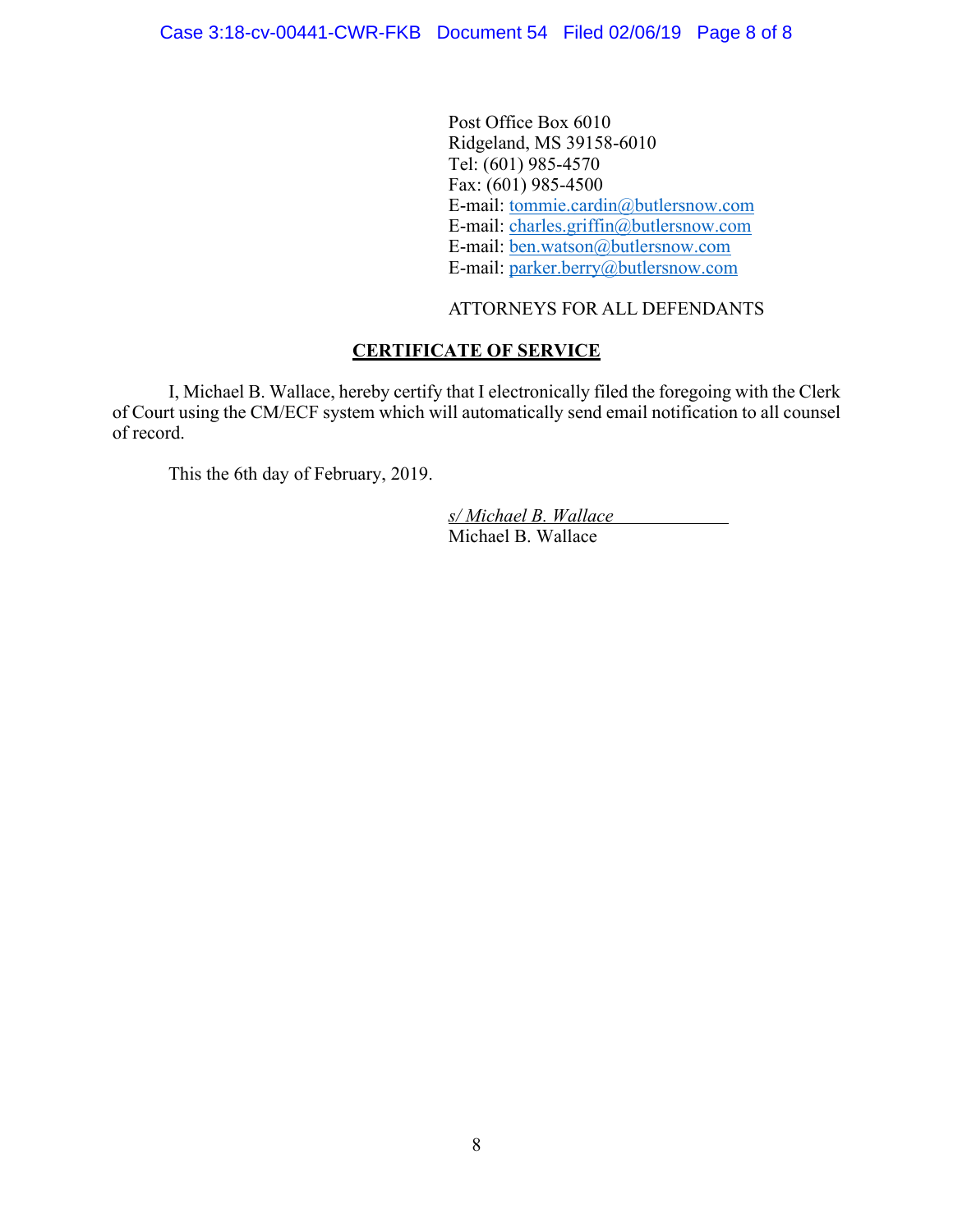Post Office Box 6010
Ridgeland, MS 39158-6010
Tel: (601) 985-4570
Fax: (601) 985-4500
E-mail: tommie.cardin@butlersnow.com
E-mail: charles.griffin@butlersnow.com
E-mail: ben.watson@butlersnow.com
E-mail: parker.berry@butlersnow.com

ATTORNEYS FOR ALL DEFENDANTS

**CERTIFICATE OF SERVICE**

I, Michael B. Wallace, hereby certify that I electronically filed the foregoing with the Clerk of Court using the CM/ECF system which will automatically send email notification to all counsel of record.

This the 6th day of February, 2019.

*s/ Michael B. Wallace*
Michael B. Wallace